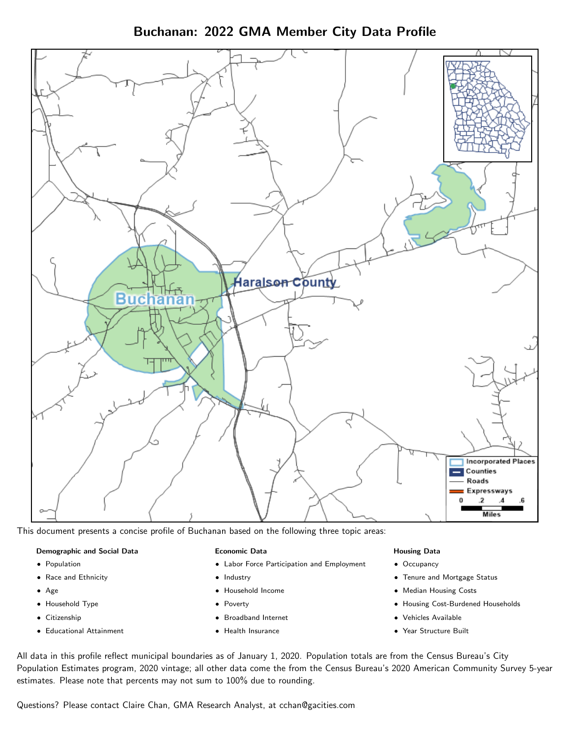# Buchanan: 2022 GMA Member City Data Profile

This document presents a concise profile of Buchanan based on the following three topic areas:

**Demographic and Social Data**

- Population
- Race and Ethnicity
- Age
- Household Type
- Citizenship
- Educational Attainment

**Economic Data**

- Labor Force Participation and Employment
- Industry
- Household Income
- Poverty
- Broadband Internet
- Health Insurance

**Housing Data**

- Occupancy
- Tenure and Mortgage Status
- Median Housing Costs
- Housing Cost-Burdened Households
- Vehicles Available
- Year Structure Built

All data in this profile reflect municipal boundaries as of January 1, 2020. Population totals are from the Census Bureau's City Population Estimates program, 2020 vintage; all other data come the from the Census Bureau's 2020 American Community Survey 5-year estimates. Please note that percents may not sum to 100% due to rounding.

Questions? Please contact Claire Chan, GMA Research Analyst, at cchan@gacities.com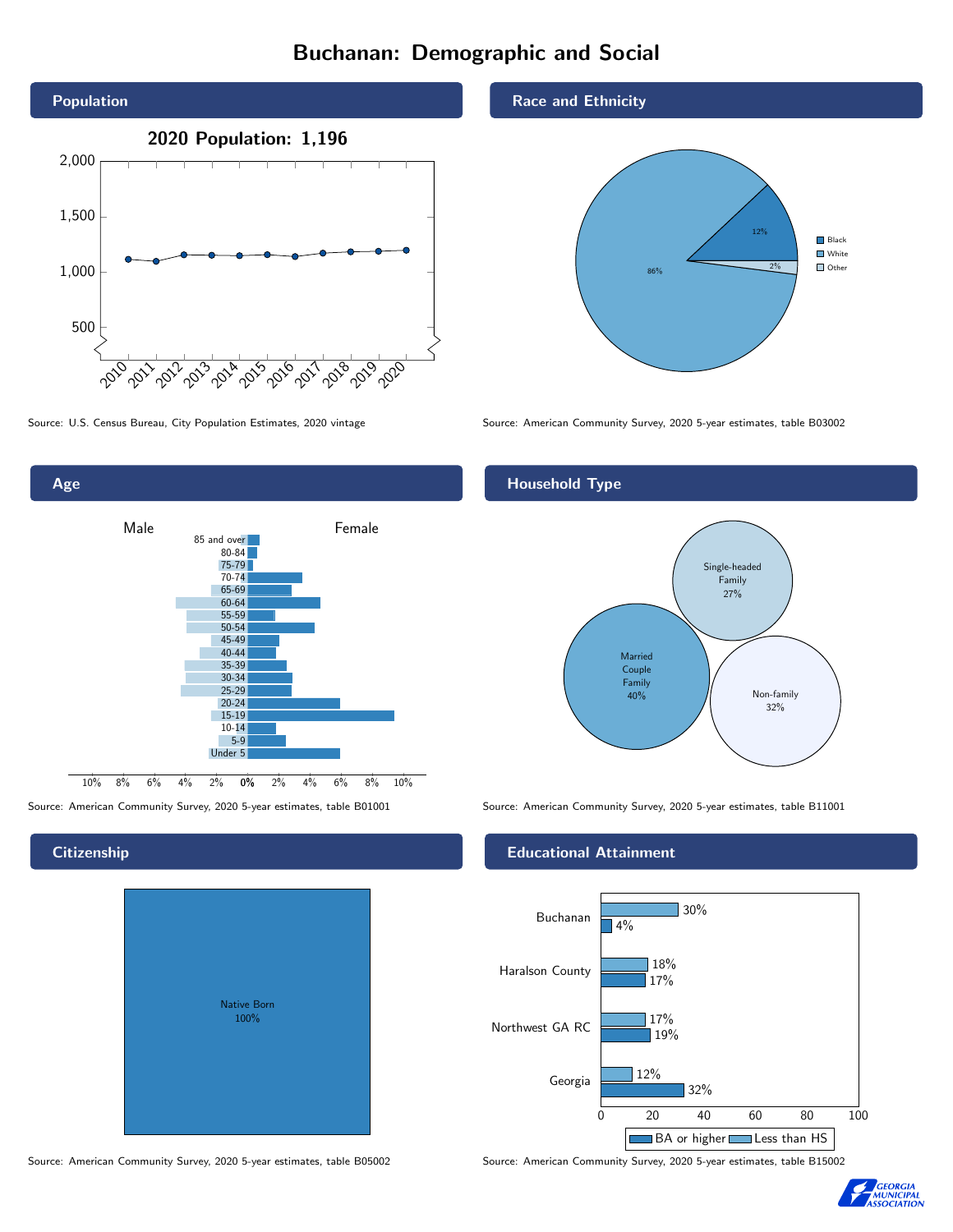# Buchanan: Demographic and Social

## Population

2020 Population: 1,196

Source: U.S. Census Bureau, City Population Estimates, 2020 vintage

## Race and Ethnicity

| Race | Percent |
|---|---|
| Black | 12% |
| White | 86% |
| Other | 2% |

Source: American Community Survey, 2020 5-year estimates, table B03002

## Age

Source: American Community Survey, 2020 5-year estimates, table B01001

## Household Type

| Household Type | Percent |
|---|---|
| Married Couple Family | 40% |
| Single-headed Family | 27% |
| Non-family | 32% |

Source: American Community Survey, 2020 5-year estimates, table B11001

## Citizenship

Native Born 100%

Source: American Community Survey, 2020 5-year estimates, table B05002

## Educational Attainment

| Area | Less than HS | BA or higher |
|---|---|---|
| Buchanan | 30% | 4% |
| Haralson County | 18% | 17% |
| Northwest GA RC | 17% | 19% |
| Georgia | 12% | 32% |

Source: American Community Survey, 2020 5-year estimates, table B15002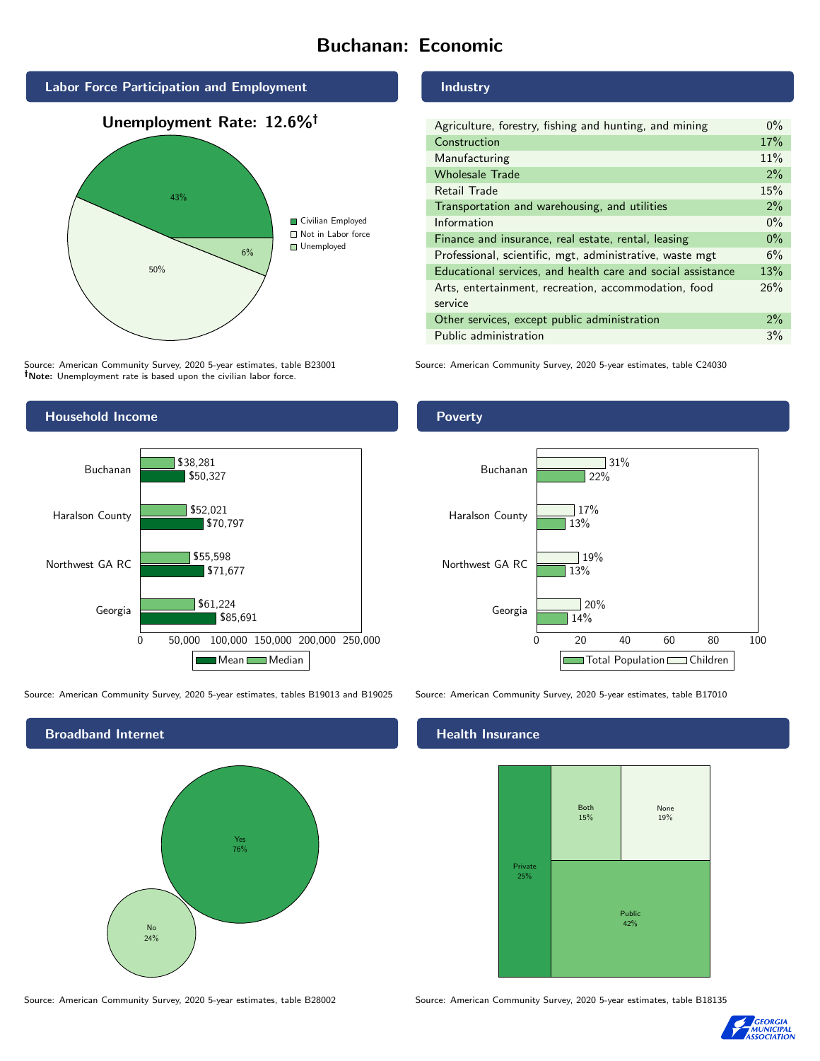# Buchanan: Economic

## Labor Force Participation and Employment

**Unemployment Rate: 12.6%†**

| Category | Percent |
|---|---|
| Civilian Employed | 43% |
| Not in Labor force | 50% |
| Unemployed | 6% |

Source: American Community Survey, 2020 5-year estimates, table B23001
**†Note:** Unemployment rate is based upon the civilian labor force.

## Industry

| Industry | Percent |
|---|---|
| Agriculture, forestry, fishing and hunting, and mining | 0% |
| Construction | 17% |
| Manufacturing | 11% |
| Wholesale Trade | 2% |
| Retail Trade | 15% |
| Transportation and warehousing, and utilities | 2% |
| Information | 0% |
| Finance and insurance, real estate, rental, leasing | 0% |
| Professional, scientific, mgt, administrative, waste mgt | 6% |
| Educational services, and health care and social assistance | 13% |
| Arts, entertainment, recreation, accommodation, food service | 26% |
| Other services, except public administration | 2% |
| Public administration | 3% |

Source: American Community Survey, 2020 5-year estimates, table C24030

## Household Income

| Place | Median | Mean |
|---|---|---|
| Buchanan | $38,281 | $50,327 |
| Haralson County | $52,021 | $70,797 |
| Northwest GA RC | $55,598 | $71,677 |
| Georgia | $61,224 | $85,691 |

Source: American Community Survey, 2020 5-year estimates, tables B19013 and B19025

## Poverty

| Place | Children | Total Population |
|---|---|---|
| Buchanan | 31% | 22% |
| Haralson County | 17% | 13% |
| Northwest GA RC | 19% | 13% |
| Georgia | 20% | 14% |

Source: American Community Survey, 2020 5-year estimates, table B17010

## Broadband Internet

| Response | Percent |
|---|---|
| Yes | 76% |
| No | 24% |

Source: American Community Survey, 2020 5-year estimates, table B28002

## Health Insurance

| Coverage | Percent |
|---|---|
| Private | 25% |
| Both | 15% |
| None | 19% |
| Public | 42% |

Source: American Community Survey, 2020 5-year estimates, table B18135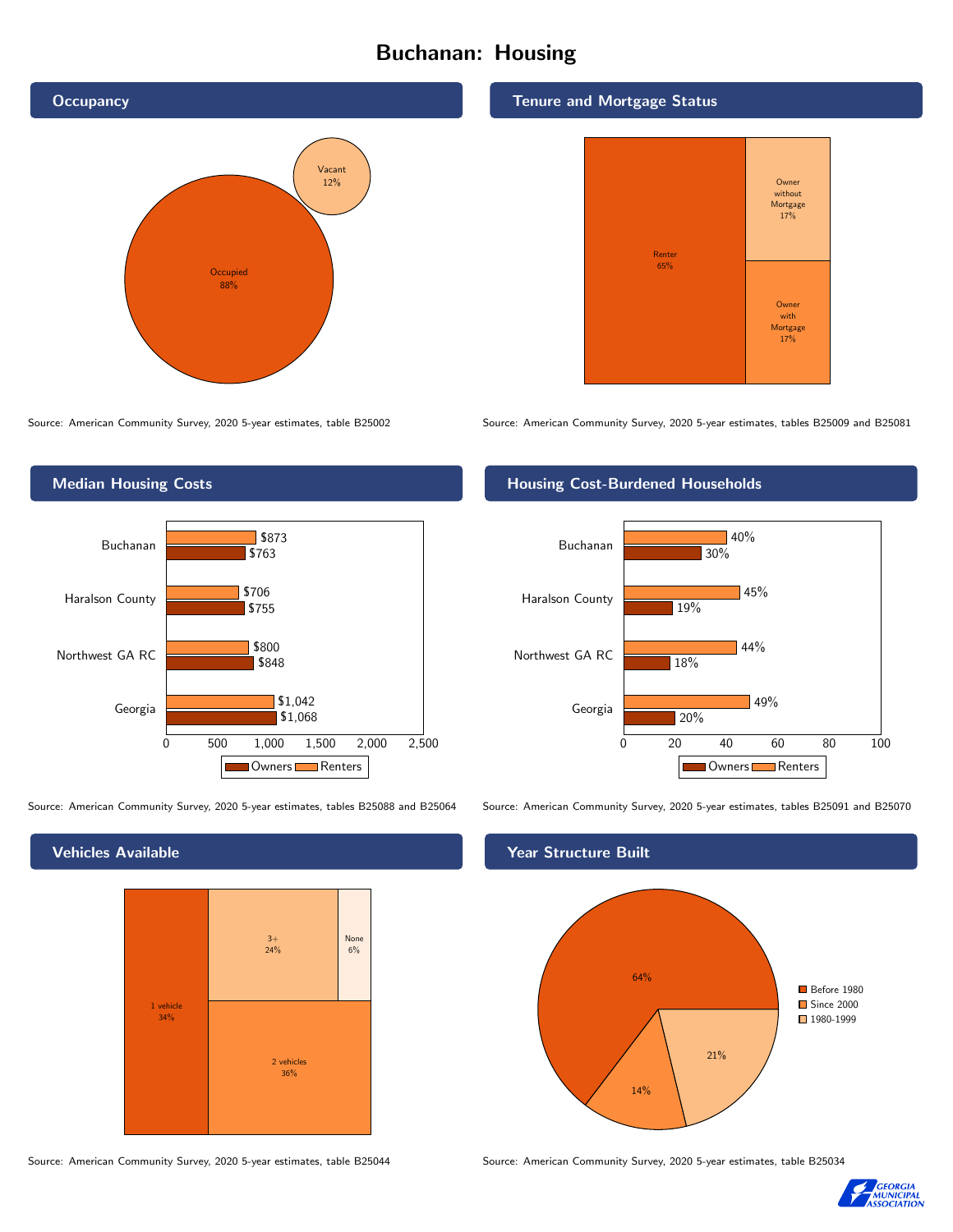# Buchanan: Housing

## Occupancy

Vacant
12%

Occupied
88%

Source: American Community Survey, 2020 5-year estimates, table B25002

## Tenure and Mortgage Status

Renter
65%

Owner without Mortgage
17%

Owner with Mortgage
17%

Source: American Community Survey, 2020 5-year estimates, tables B25009 and B25081

## Median Housing Costs

Buchanan: $873, $763

Haralson County: $706, $755

Northwest GA RC: $800, $848

Georgia: $1,042, $1,068

0, 500, 1,000, 1,500, 2,000, 2,500

Owners, Renters

Source: American Community Survey, 2020 5-year estimates, tables B25088 and B25064

## Housing Cost-Burdened Households

Buchanan: 40%, 30%

Haralson County: 45%, 19%

Northwest GA RC: 44%, 18%

Georgia: 49%, 20%

0, 20, 40, 60, 80, 100

Owners, Renters

Source: American Community Survey, 2020 5-year estimates, tables B25091 and B25070

## Vehicles Available

1 vehicle
34%

3+
24%

None
6%

2 vehicles
36%

Source: American Community Survey, 2020 5-year estimates, table B25044

## Year Structure Built

64%

14%

21%

Before 1980

Since 2000

1980-1999

Source: American Community Survey, 2020 5-year estimates, table B25034